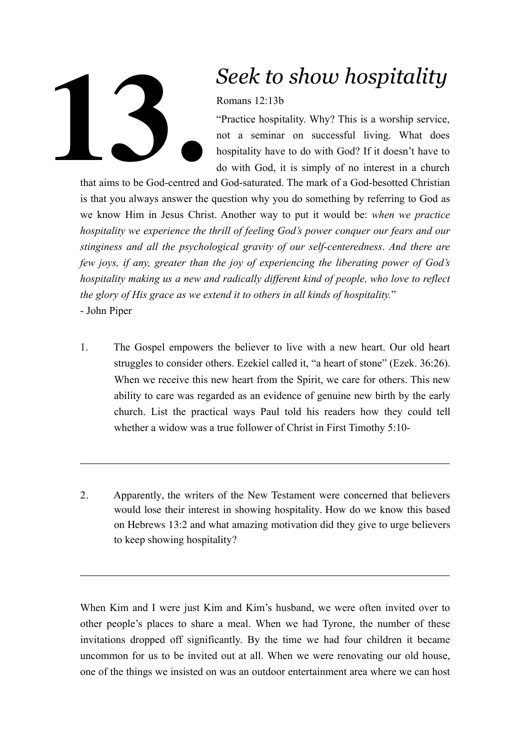# 13. *Seek to show hospitality*

Romans 12:13b

"Practice hospitality. Why? This is a worship service, not a seminar on successful living. What does hospitality have to do with God? If it doesn't have to do with God, it is simply of no interest in a church that aims to be God-centred and God-saturated. The mark of a God-besotted Christian is that you always answer the question why you do something by referring to God as we know Him in Jesus Christ. Another way to put it would be: *when we practice hospitality we experience the thrill of feeling God's power conquer our fears and our stinginess and all the psychological gravity of our self-centeredness. And there are few joys, if any, greater than the joy of experiencing the liberating power of God's hospitality making us a new and radically different kind of people, who love to reflect the glory of His grace as we extend it to others in all kinds of hospitality.*"
- John Piper

1. The Gospel empowers the believer to live with a new heart. Our old heart struggles to consider others. Ezekiel called it, "a heart of stone" (Ezek. 36:26). When we receive this new heart from the Spirit, we care for others. This new ability to care was regarded as an evidence of genuine new birth by the early church. List the practical ways Paul told his readers how they could tell whether a widow was a true follower of Christ in First Timothy 5:10-

---

2. Apparently, the writers of the New Testament were concerned that believers would lose their interest in showing hospitality. How do we know this based on Hebrews 13:2 and what amazing motivation did they give to urge believers to keep showing hospitality?

---

When Kim and I were just Kim and Kim's husband, we were often invited over to other people's places to share a meal. When we had Tyrone, the number of these invitations dropped off significantly. By the time we had four children it became uncommon for us to be invited out at all. When we were renovating our old house, one of the things we insisted on was an outdoor entertainment area where we can host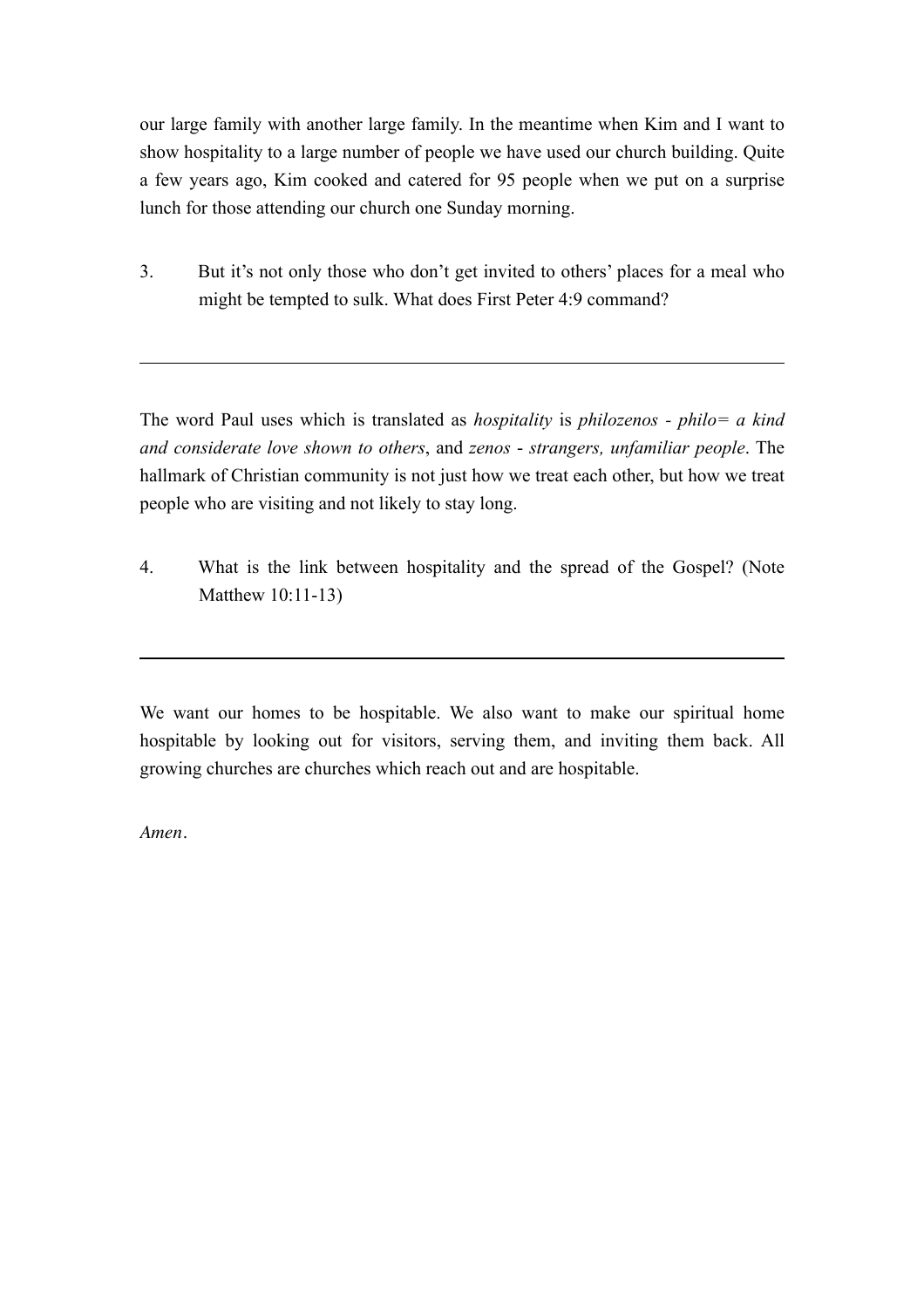our large family with another large family. In the meantime when Kim and I want to show hospitality to a large number of people we have used our church building. Quite a few years ago, Kim cooked and catered for 95 people when we put on a surprise lunch for those attending our church one Sunday morning.

3. But it's not only those who don't get invited to others' places for a meal who might be tempted to sulk. What does First Peter 4:9 command?

---

The word Paul uses which is translated as *hospitality* is *philozenos - philo= a kind and considerate love shown to others*, and *zenos - strangers, unfamiliar people*. The hallmark of Christian community is not just how we treat each other, but how we treat people who are visiting and not likely to stay long.

4. What is the link between hospitality and the spread of the Gospel? (Note Matthew 10:11-13)

---

We want our homes to be hospitable. We also want to make our spiritual home hospitable by looking out for visitors, serving them, and inviting them back. All growing churches are churches which reach out and are hospitable.

*Amen*.